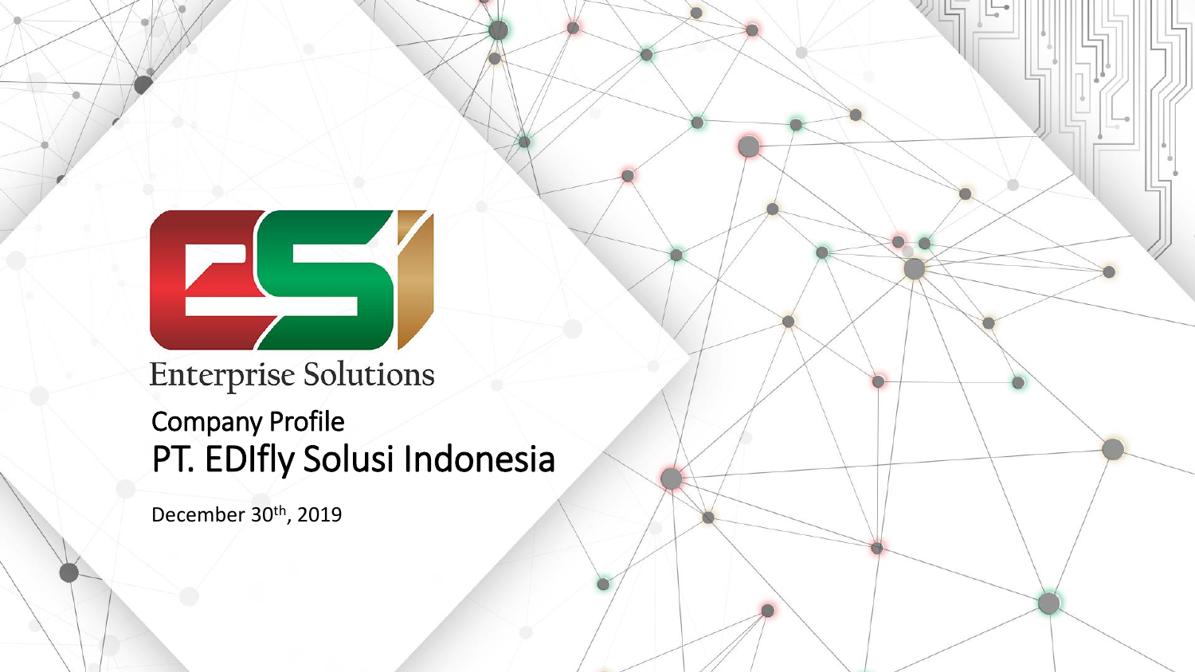Enterprise Solutions

# Company Profile
# PT. EDIfly Solusi Indonesia

December 30th, 2019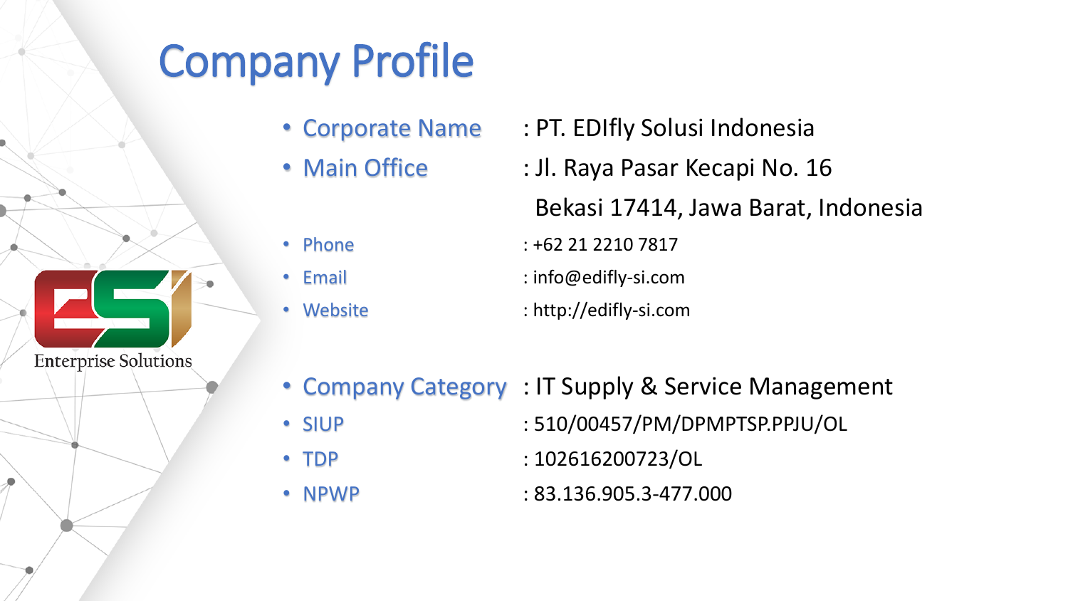# Company Profile

- Corporate Name : PT. EDIfly Solusi Indonesia
- Main Office : Jl. Raya Pasar Kecapi No. 16
  Bekasi 17414, Jawa Barat, Indonesia
- Phone : +62 21 2210 7817
- Email : info@edifly-si.com
- Website : http://edifly-si.com

- Company Category : IT Supply & Service Management
- SIUP : 510/00457/PM/DPMPTSP.PPJU/OL
- TDP : 102616200723/OL
- NPWP : 83.136.905.3-477.000

Enterprise Solutions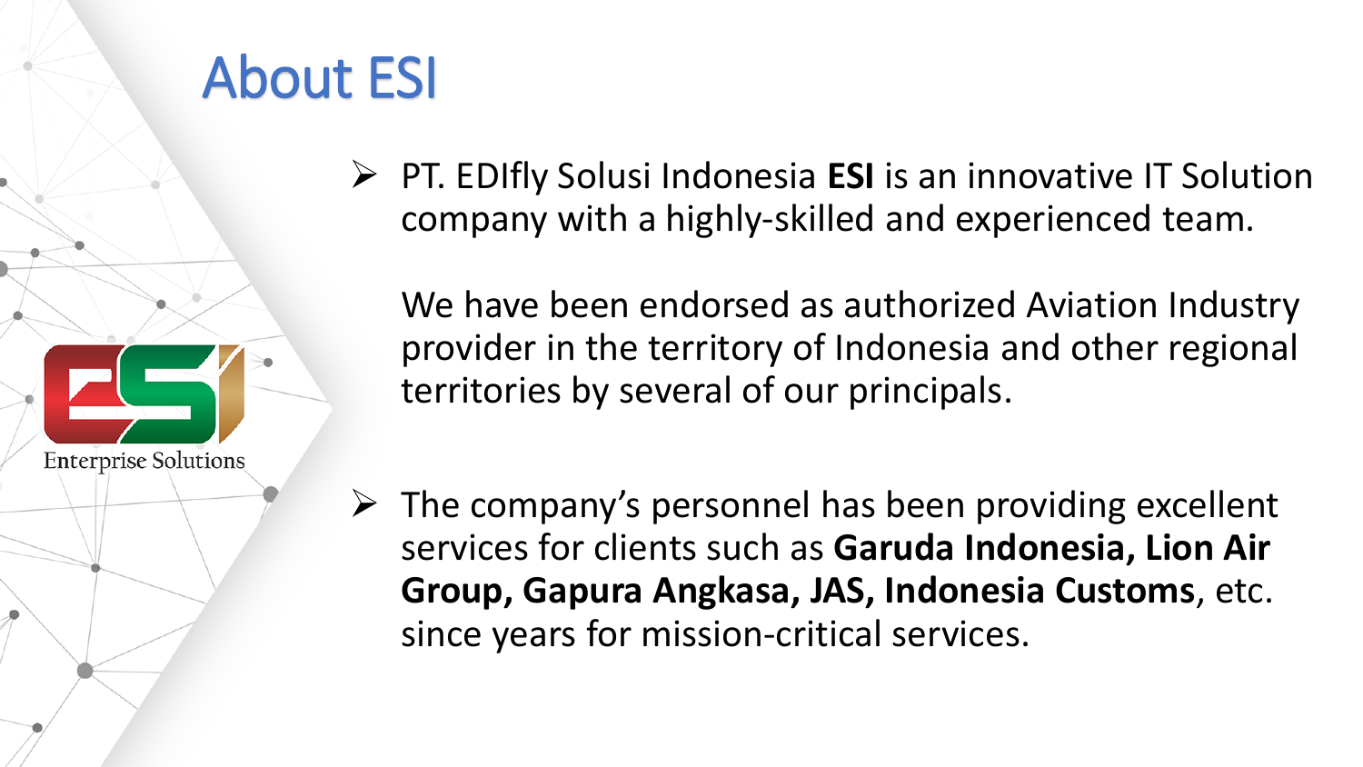# About ESI

Enterprise Solutions

- PT. EDIfly Solusi Indonesia **ESI** is an innovative IT Solution company with a highly-skilled and experienced team.

  We have been endorsed as authorized Aviation Industry provider in the territory of Indonesia and other regional territories by several of our principals.

- The company's personnel has been providing excellent services for clients such as **Garuda Indonesia, Lion Air Group, Gapura Angkasa, JAS, Indonesia Customs**, etc. since years for mission-critical services.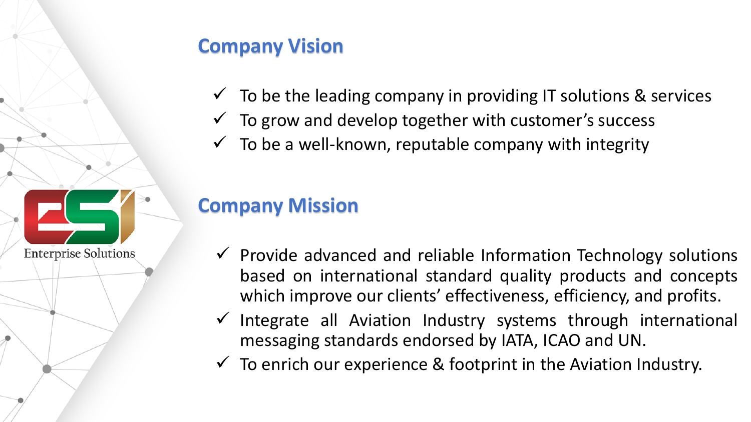Enterprise Solutions

## Company Vision

- ✓ To be the leading company in providing IT solutions & services
- ✓ To grow and develop together with customer's success
- ✓ To be a well-known, reputable company with integrity

## Company Mission

- ✓ Provide advanced and reliable Information Technology solutions based on international standard quality products and concepts which improve our clients' effectiveness, efficiency, and profits.
- ✓ Integrate all Aviation Industry systems through international messaging standards endorsed by IATA, ICAO and UN.
- ✓ To enrich our experience & footprint in the Aviation Industry.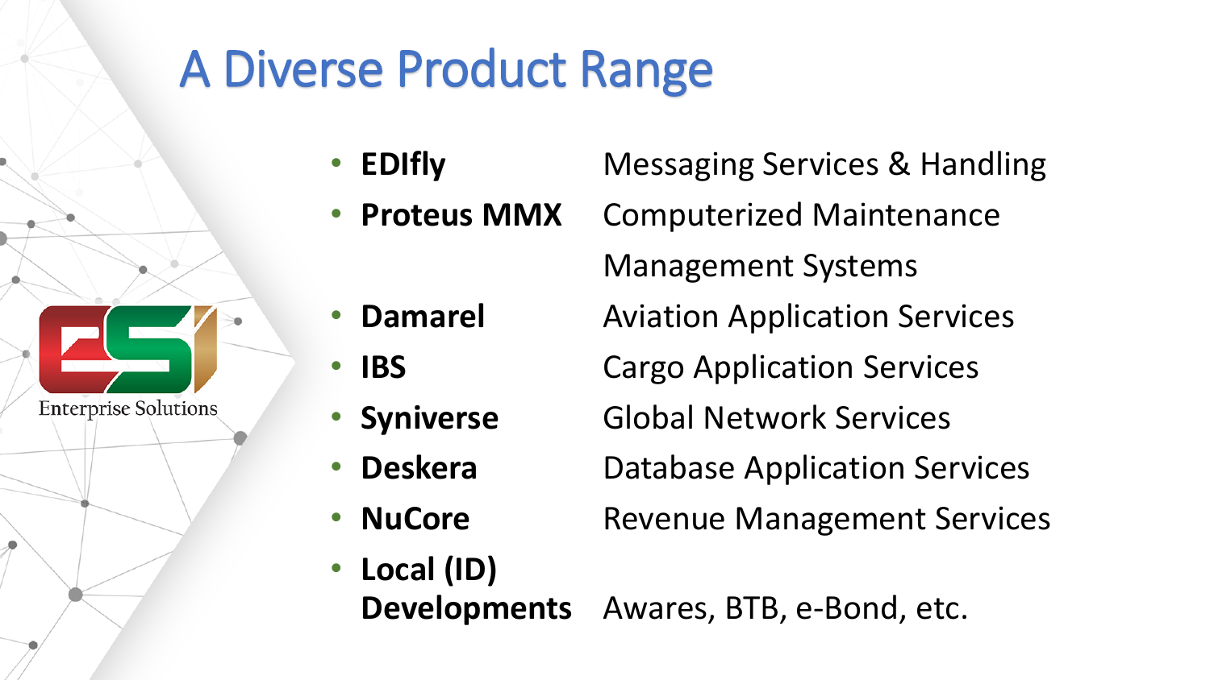# A Diverse Product Range

- **EDIfly** — Messaging Services & Handling
- **Proteus MMX** — Computerized Maintenance Management Systems
- **Damarel** — Aviation Application Services
- **IBS** — Cargo Application Services
- **Syniverse** — Global Network Services
- **Deskera** — Database Application Services
- **NuCore** — Revenue Management Services
- **Local (ID) Developments** — Awares, BTB, e-Bond, etc.

ESI Enterprise Solutions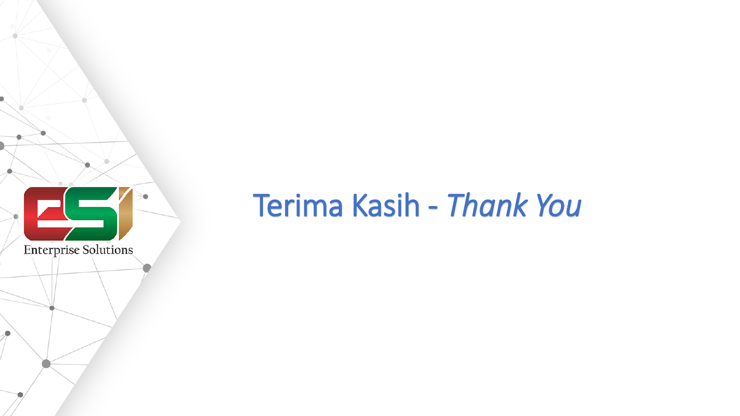Enterprise Solutions

# Terima Kasih - *Thank You*